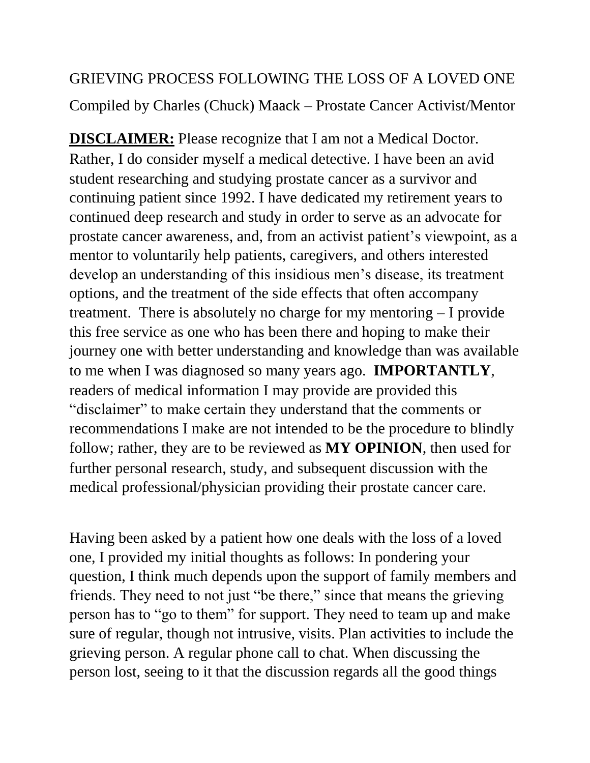# GRIEVING PROCESS FOLLOWING THE LOSS OF A LOVED ONE

Compiled by Charles (Chuck) Maack – Prostate Cancer Activist/Mentor

**DISCLAIMER:** Please recognize that I am not a Medical Doctor. Rather, I do consider myself a medical detective. I have been an avid student researching and studying prostate cancer as a survivor and continuing patient since 1992. I have dedicated my retirement years to continued deep research and study in order to serve as an advocate for prostate cancer awareness, and, from an activist patient's viewpoint, as a mentor to voluntarily help patients, caregivers, and others interested develop an understanding of this insidious men's disease, its treatment options, and the treatment of the side effects that often accompany treatment. There is absolutely no charge for my mentoring – I provide this free service as one who has been there and hoping to make their journey one with better understanding and knowledge than was available to me when I was diagnosed so many years ago. **IMPORTANTLY**, readers of medical information I may provide are provided this "disclaimer" to make certain they understand that the comments or recommendations I make are not intended to be the procedure to blindly follow; rather, they are to be reviewed as **MY OPINION**, then used for further personal research, study, and subsequent discussion with the medical professional/physician providing their prostate cancer care.

Having been asked by a patient how one deals with the loss of a loved one, I provided my initial thoughts as follows: In pondering your question, I think much depends upon the support of family members and friends. They need to not just "be there," since that means the grieving person has to "go to them" for support. They need to team up and make sure of regular, though not intrusive, visits. Plan activities to include the grieving person. A regular phone call to chat. When discussing the person lost, seeing to it that the discussion regards all the good things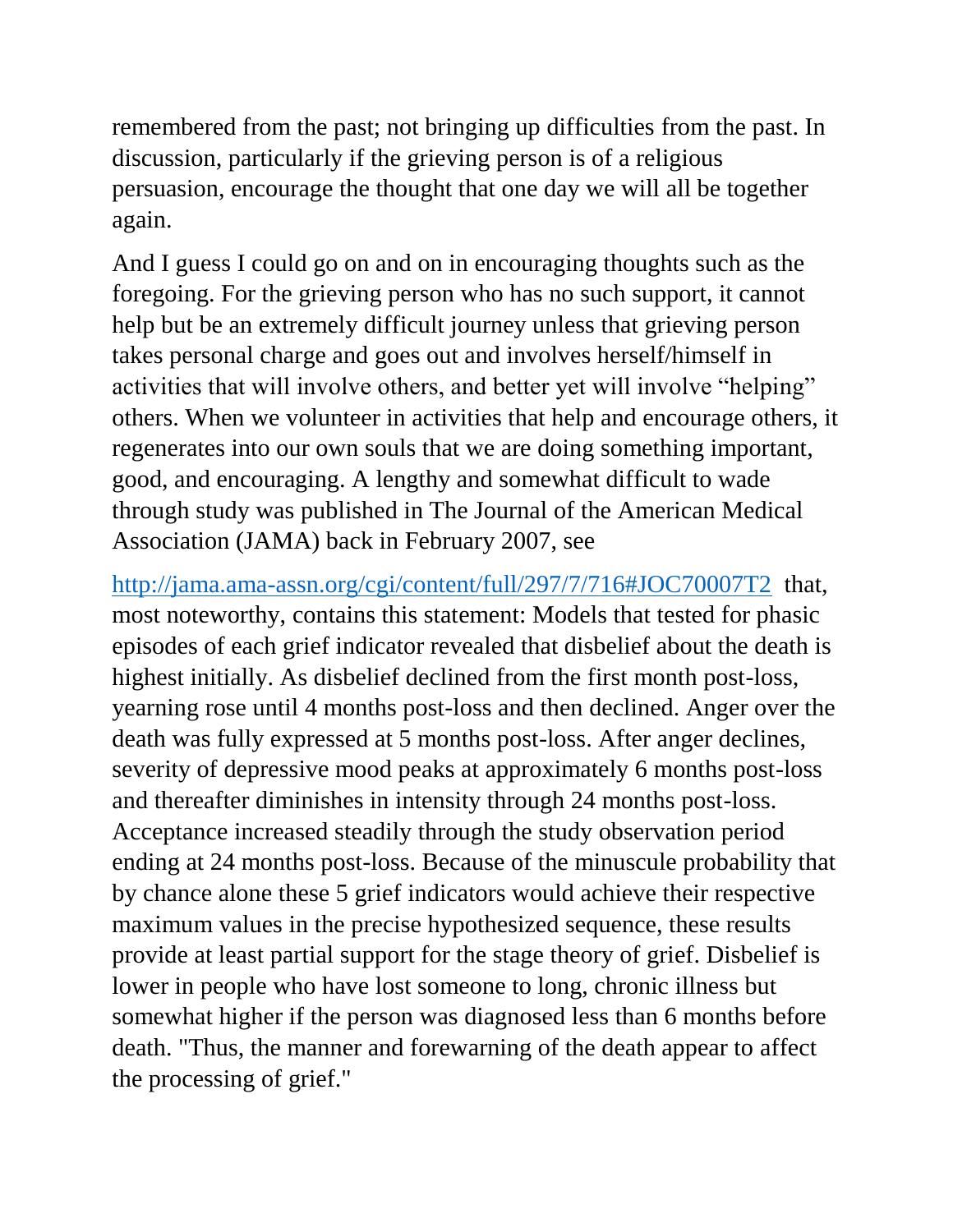remembered from the past; not bringing up difficulties from the past. In discussion, particularly if the grieving person is of a religious persuasion, encourage the thought that one day we will all be together again.

And I guess I could go on and on in encouraging thoughts such as the foregoing. For the grieving person who has no such support, it cannot help but be an extremely difficult journey unless that grieving person takes personal charge and goes out and involves herself/himself in activities that will involve others, and better yet will involve "helping" others. When we volunteer in activities that help and encourage others, it regenerates into our own souls that we are doing something important, good, and encouraging. A lengthy and somewhat difficult to wade through study was published in The Journal of the American Medical Association (JAMA) back in February 2007, see

[http://jama.ama-assn.org/cgi/content/full/297/7/716#JOC70007T2](http://jama.ama-assn.org/cgi/content/full/297/7/716#JOC70007T2) that, most noteworthy, contains this statement: Models that tested for phasic episodes of each grief indicator revealed that disbelief about the death is highest initially. As disbelief declined from the first month post-loss, yearning rose until 4 months post-loss and then declined. Anger over the death was fully expressed at 5 months post-loss. After anger declines, severity of depressive mood peaks at approximately 6 months post-loss and thereafter diminishes in intensity through 24 months post-loss. Acceptance increased steadily through the study observation period ending at 24 months post-loss. Because of the minuscule probability that by chance alone these 5 grief indicators would achieve their respective maximum values in the precise hypothesized sequence, these results provide at least partial support for the stage theory of grief. Disbelief is lower in people who have lost someone to long, chronic illness but somewhat higher if the person was diagnosed less than 6 months before death. "Thus, the manner and forewarning of the death appear to affect the processing of grief."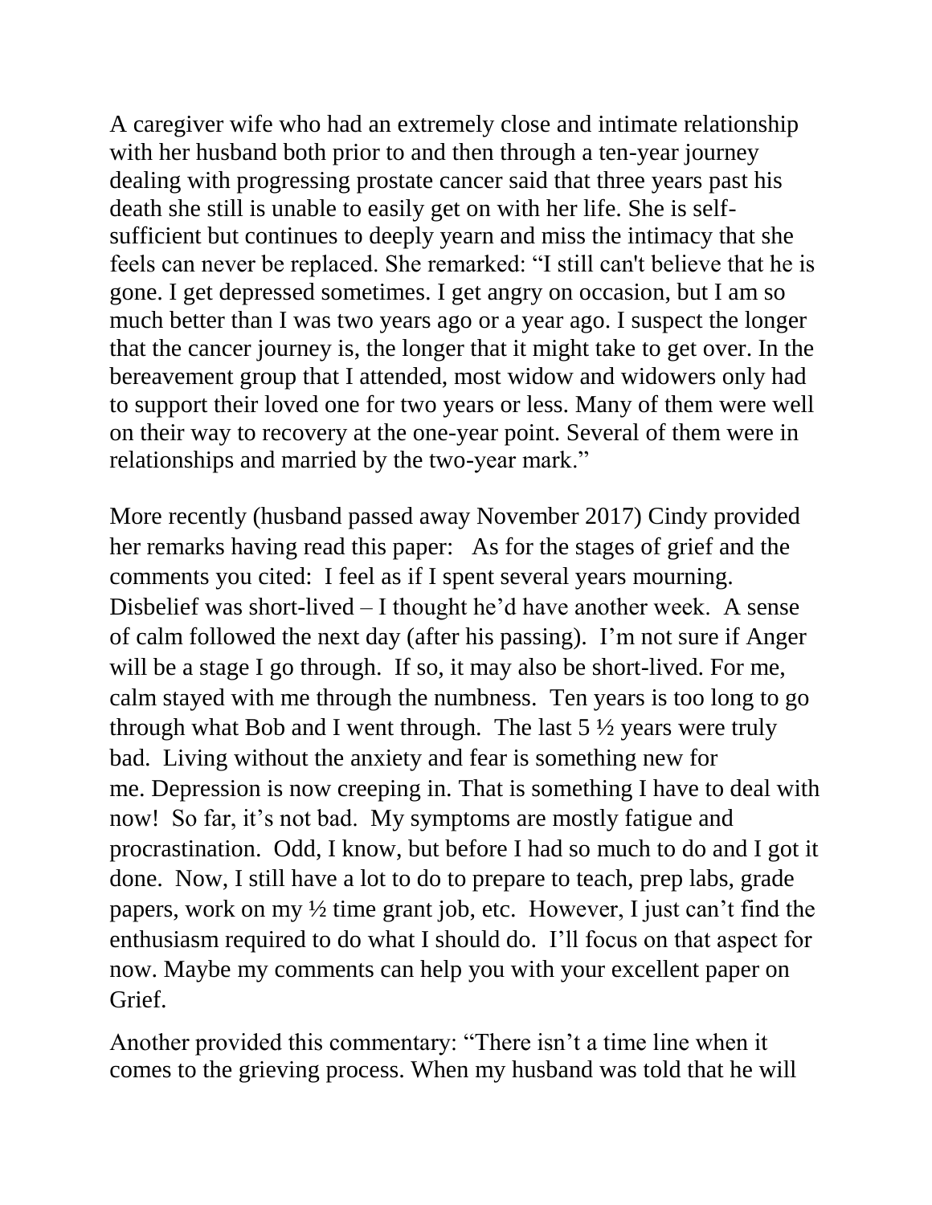A caregiver wife who had an extremely close and intimate relationship with her husband both prior to and then through a ten-year journey dealing with progressing prostate cancer said that three years past his death she still is unable to easily get on with her life. She is self-sufficient but continues to deeply yearn and miss the intimacy that she feels can never be replaced. She remarked: "I still can't believe that he is gone. I get depressed sometimes. I get angry on occasion, but I am so much better than I was two years ago or a year ago. I suspect the longer that the cancer journey is, the longer that it might take to get over. In the bereavement group that I attended, most widow and widowers only had to support their loved one for two years or less. Many of them were well on their way to recovery at the one-year point. Several of them were in relationships and married by the two-year mark."

More recently (husband passed away November 2017) Cindy provided her remarks having read this paper: As for the stages of grief and the comments you cited: I feel as if I spent several years mourning. Disbelief was short-lived – I thought he'd have another week. A sense of calm followed the next day (after his passing). I'm not sure if Anger will be a stage I go through. If so, it may also be short-lived. For me, calm stayed with me through the numbness. Ten years is too long to go through what Bob and I went through. The last 5 ½ years were truly bad. Living without the anxiety and fear is something new for me. Depression is now creeping in. That is something I have to deal with now! So far, it's not bad. My symptoms are mostly fatigue and procrastination. Odd, I know, but before I had so much to do and I got it done. Now, I still have a lot to do to prepare to teach, prep labs, grade papers, work on my ½ time grant job, etc. However, I just can't find the enthusiasm required to do what I should do. I'll focus on that aspect for now. Maybe my comments can help you with your excellent paper on Grief.

Another provided this commentary: "There isn't a time line when it comes to the grieving process. When my husband was told that he will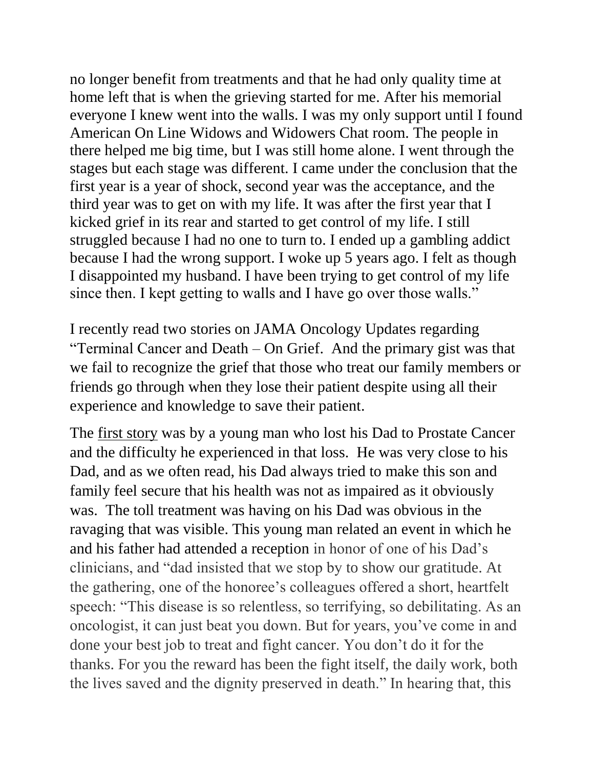no longer benefit from treatments and that he had only quality time at home left that is when the grieving started for me. After his memorial everyone I knew went into the walls. I was my only support until I found American On Line Widows and Widowers Chat room. The people in there helped me big time, but I was still home alone. I went through the stages but each stage was different. I came under the conclusion that the first year is a year of shock, second year was the acceptance, and the third year was to get on with my life. It was after the first year that I kicked grief in its rear and started to get control of my life. I still struggled because I had no one to turn to. I ended up a gambling addict because I had the wrong support. I woke up 5 years ago. I felt as though I disappointed my husband. I have been trying to get control of my life since then. I kept getting to walls and I have go over those walls."

I recently read two stories on JAMA Oncology Updates regarding "Terminal Cancer and Death – On Grief. And the primary gist was that we fail to recognize the grief that those who treat our family members or friends go through when they lose their patient despite using all their experience and knowledge to save their patient.

The first story was by a young man who lost his Dad to Prostate Cancer and the difficulty he experienced in that loss. He was very close to his Dad, and as we often read, his Dad always tried to make this son and family feel secure that his health was not as impaired as it obviously was. The toll treatment was having on his Dad was obvious in the ravaging that was visible. This young man related an event in which he and his father had attended a reception in honor of one of his Dad's clinicians, and "dad insisted that we stop by to show our gratitude. At the gathering, one of the honoree's colleagues offered a short, heartfelt speech: "This disease is so relentless, so terrifying, so debilitating. As an oncologist, it can just beat you down. But for years, you've come in and done your best job to treat and fight cancer. You don't do it for the thanks. For you the reward has been the fight itself, the daily work, both the lives saved and the dignity preserved in death." In hearing that, this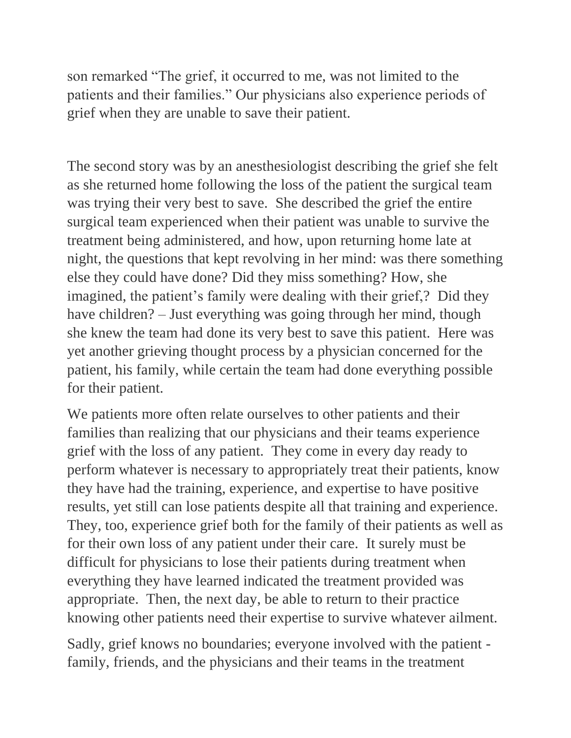son remarked “The grief, it occurred to me, was not limited to the patients and their families.” Our physicians also experience periods of grief when they are unable to save their patient.

The second story was by an anesthesiologist describing the grief she felt as she returned home following the loss of the patient the surgical team was trying their very best to save. She described the grief the entire surgical team experienced when their patient was unable to survive the treatment being administered, and how, upon returning home late at night, the questions that kept revolving in her mind: was there something else they could have done? Did they miss something? How, she imagined, the patient’s family were dealing with their grief,? Did they have children? – Just everything was going through her mind, though she knew the team had done its very best to save this patient. Here was yet another grieving thought process by a physician concerned for the patient, his family, while certain the team had done everything possible for their patient.

We patients more often relate ourselves to other patients and their families than realizing that our physicians and their teams experience grief with the loss of any patient. They come in every day ready to perform whatever is necessary to appropriately treat their patients, know they have had the training, experience, and expertise to have positive results, yet still can lose patients despite all that training and experience. They, too, experience grief both for the family of their patients as well as for their own loss of any patient under their care. It surely must be difficult for physicians to lose their patients during treatment when everything they have learned indicated the treatment provided was appropriate. Then, the next day, be able to return to their practice knowing other patients need their expertise to survive whatever ailment.

Sadly, grief knows no boundaries; everyone involved with the patient - family, friends, and the physicians and their teams in the treatment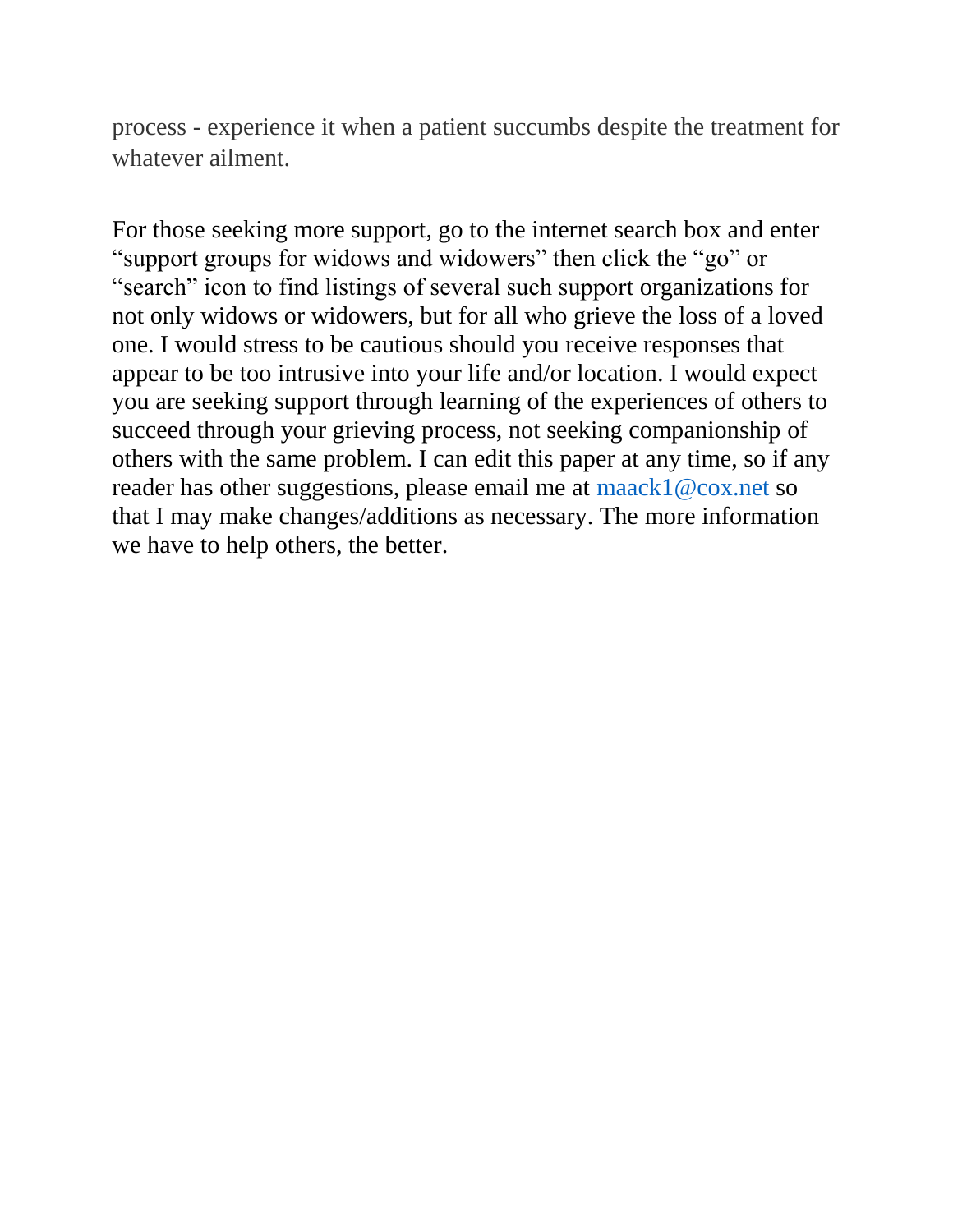process - experience it when a patient succumbs despite the treatment for whatever ailment.

For those seeking more support, go to the internet search box and enter "support groups for widows and widowers" then click the "go" or "search" icon to find listings of several such support organizations for not only widows or widowers, but for all who grieve the loss of a loved one. I would stress to be cautious should you receive responses that appear to be too intrusive into your life and/or location. I would expect you are seeking support through learning of the experiences of others to succeed through your grieving process, not seeking companionship of others with the same problem. I can edit this paper at any time, so if any reader has other suggestions, please email me at maack1@cox.net so that I may make changes/additions as necessary. The more information we have to help others, the better.